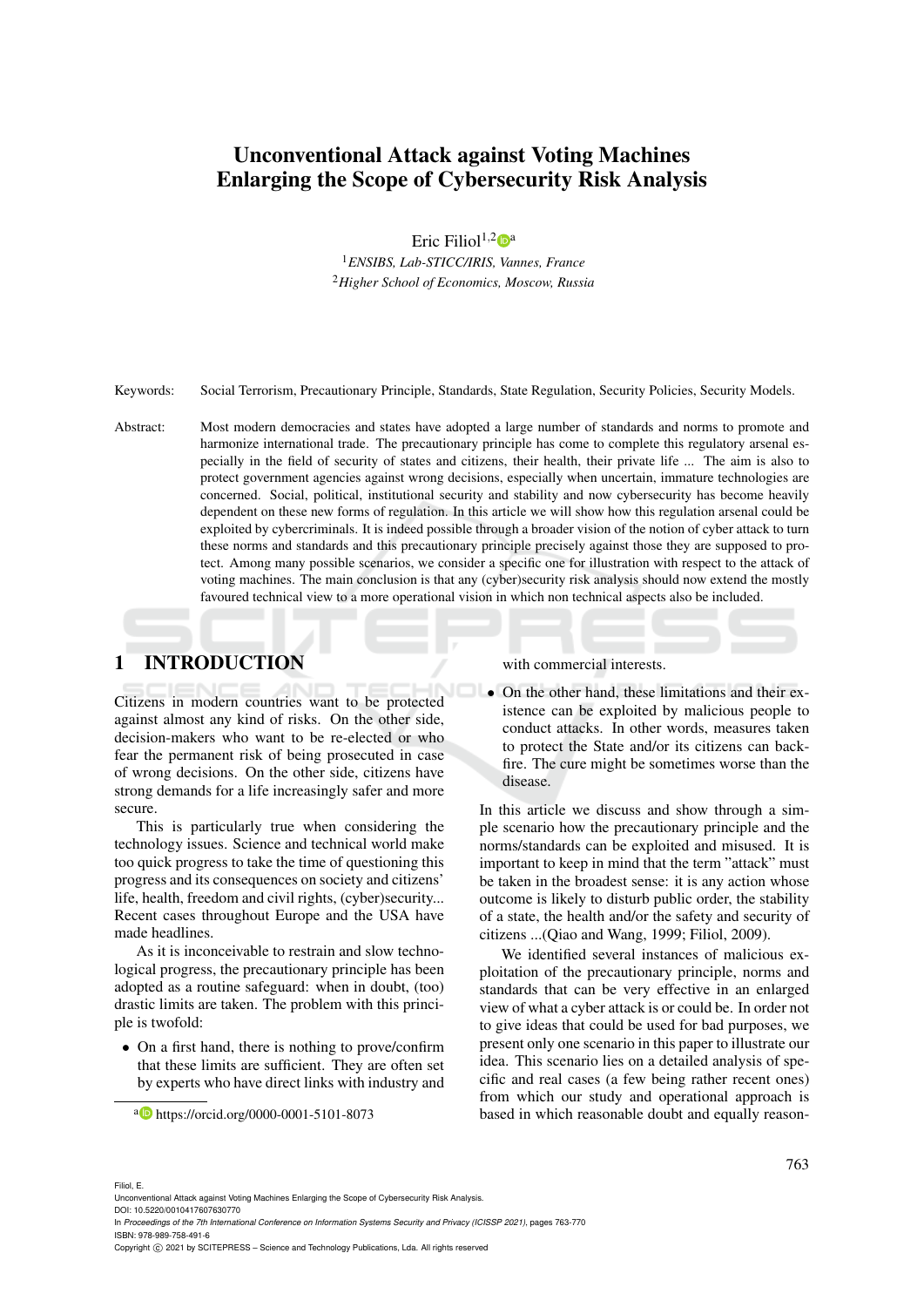# Unconventional Attack against Voting Machines Enlarging the Scope of Cybersecurity Risk Analysis

Eric Filiol[1,2] [a]

[1] *ENSIBS, Lab-STICC/IRIS, Vannes, France*
[2] *Higher School of Economics, Moscow, Russia*

Keywords: Social Terrorism, Precautionary Principle, Standards, State Regulation, Security Policies, Security Models.

Abstract: Most modern democracies and states have adopted a large number of standards and norms to promote and harmonize international trade. The precautionary principle has come to complete this regulatory arsenal especially in the field of security of states and citizens, their health, their private life ... The aim is also to protect government agencies against wrong decisions, especially when uncertain, immature technologies are concerned. Social, political, institutional security and stability and now cybersecurity has become heavily dependent on these new forms of regulation. In this article we will show how this regulation arsenal could be exploited by cybercriminals. It is indeed possible through a broader vision of the notion of cyber attack to turn these norms and standards and this precautionary principle precisely against those they are supposed to protect. Among many possible scenarios, we consider a specific one for illustration with respect to the attack of voting machines. The main conclusion is that any (cyber)security risk analysis should now extend the mostly favoured technical view to a more operational vision in which non technical aspects also be included.

## 1 INTRODUCTION

Citizens in modern countries want to be protected against almost any kind of risks. On the other side, decision-makers who want to be re-elected or who fear the permanent risk of being prosecuted in case of wrong decisions. On the other side, citizens have strong demands for a life increasingly safer and more secure.

This is particularly true when considering the technology issues. Science and technical world make too quick progress to take the time of questioning this progress and its consequences on society and citizens' life, health, freedom and civil rights, (cyber)security... Recent cases throughout Europe and the USA have made headlines.

As it is inconceivable to restrain and slow technological progress, the precautionary principle has been adopted as a routine safeguard: when in doubt, (too) drastic limits are taken. The problem with this principle is twofold:

- On a first hand, there is nothing to prove/confirm that these limits are sufficient. They are often set by experts who have direct links with industry and with commercial interests.
- On the other hand, these limitations and their existence can be exploited by malicious people to conduct attacks. In other words, measures taken to protect the State and/or its citizens can backfire. The cure might be sometimes worse than the disease.

In this article we discuss and show through a simple scenario how the precautionary principle and the norms/standards can be exploited and misused. It is important to keep in mind that the term "attack" must be taken in the broadest sense: it is any action whose outcome is likely to disturb public order, the stability of a state, the health and/or the safety and security of citizens ...(Qiao and Wang, 1999; Filiol, 2009).

We identified several instances of malicious exploitation of the precautionary principle, norms and standards that can be very effective in an enlarged view of what a cyber attack is or could be. In order not to give ideas that could be used for bad purposes, we present only one scenario in this paper to illustrate our idea. This scenario lies on a detailed analysis of specific and real cases (a few being rather recent ones) from which our study and operational approach is based in which reasonable doubt and equally reason-

[a] https://orcid.org/0000-0001-5101-8073

Filiol, E.
Unconventional Attack against Voting Machines Enlarging the Scope of Cybersecurity Risk Analysis.
DOI: 10.5220/0010417607630770
In *Proceedings of the 7th International Conference on Information Systems Security and Privacy (ICISSP 2021)*, pages 763-770
ISBN: 978-989-758-491-6
Copyright © 2021 by SCITEPRESS – Science and Technology Publications, Lda. All rights reserved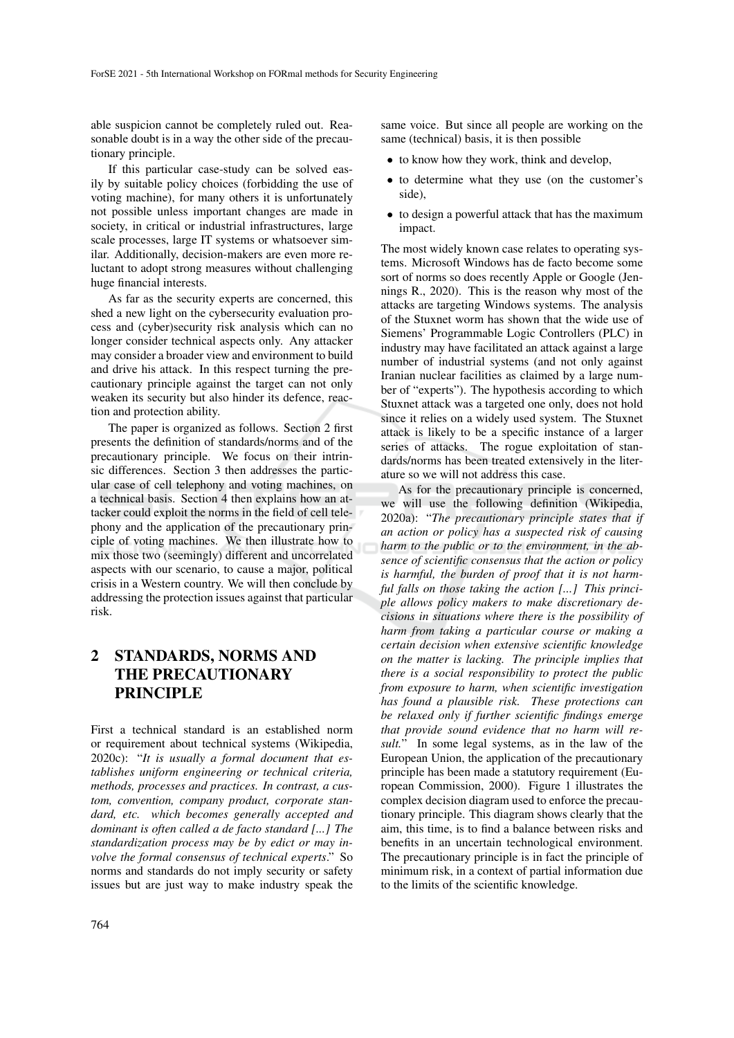able suspicion cannot be completely ruled out. Reasonable doubt is in a way the other side of the precautionary principle.

If this particular case-study can be solved easily by suitable policy choices (forbidding the use of voting machine), for many others it is unfortunately not possible unless important changes are made in society, in critical or industrial infrastructures, large scale processes, large IT systems or whatsoever similar. Additionally, decision-makers are even more reluctant to adopt strong measures without challenging huge financial interests.

As far as the security experts are concerned, this shed a new light on the cybersecurity evaluation process and (cyber)security risk analysis which can no longer consider technical aspects only. Any attacker may consider a broader view and environment to build and drive his attack. In this respect turning the precautionary principle against the target can not only weaken its security but also hinder its defence, reaction and protection ability.

The paper is organized as follows. Section 2 first presents the definition of standards/norms and of the precautionary principle. We focus on their intrinsic differences. Section 3 then addresses the particular case of cell telephony and voting machines, on a technical basis. Section 4 then explains how an attacker could exploit the norms in the field of cell telephony and the application of the precautionary principle of voting machines. We then illustrate how to mix those two (seemingly) different and uncorrelated aspects with our scenario, to cause a major, political crisis in a Western country. We will then conclude by addressing the protection issues against that particular risk.

## 2 STANDARDS, NORMS AND THE PRECAUTIONARY PRINCIPLE

First a technical standard is an established norm or requirement about technical systems (Wikipedia, 2020c): "*It is usually a formal document that establishes uniform engineering or technical criteria, methods, processes and practices. In contrast, a custom, convention, company product, corporate standard, etc. which becomes generally accepted and dominant is often called a de facto standard [...] The standardization process may be by edict or may involve the formal consensus of technical experts*." So norms and standards do not imply security or safety issues but are just way to make industry speak the same voice. But since all people are working on the same (technical) basis, it is then possible

- to know how they work, think and develop,
- to determine what they use (on the customer's side),
- to design a powerful attack that has the maximum impact.

The most widely known case relates to operating systems. Microsoft Windows has de facto become some sort of norms so does recently Apple or Google (Jennings R., 2020). This is the reason why most of the attacks are targeting Windows systems. The analysis of the Stuxnet worm has shown that the wide use of Siemens' Programmable Logic Controllers (PLC) in industry may have facilitated an attack against a large number of industrial systems (and not only against Iranian nuclear facilities as claimed by a large number of "experts"). The hypothesis according to which Stuxnet attack was a targeted one only, does not hold since it relies on a widely used system. The Stuxnet attack is likely to be a specific instance of a larger series of attacks. The rogue exploitation of standards/norms has been treated extensively in the literature so we will not address this case.

As for the precautionary principle is concerned, we will use the following definition (Wikipedia, 2020a): "*The precautionary principle states that if an action or policy has a suspected risk of causing harm to the public or to the environment, in the absence of scientific consensus that the action or policy is harmful, the burden of proof that it is not harmful falls on those taking the action [...] This principle allows policy makers to make discretionary decisions in situations where there is the possibility of harm from taking a particular course or making a certain decision when extensive scientific knowledge on the matter is lacking. The principle implies that there is a social responsibility to protect the public from exposure to harm, when scientific investigation has found a plausible risk. These protections can be relaxed only if further scientific findings emerge that provide sound evidence that no harm will result.*" In some legal systems, as in the law of the European Union, the application of the precautionary principle has been made a statutory requirement (European Commission, 2000). Figure 1 illustrates the complex decision diagram used to enforce the precautionary principle. This diagram shows clearly that the aim, this time, is to find a balance between risks and benefits in an uncertain technological environment. The precautionary principle is in fact the principle of minimum risk, in a context of partial information due to the limits of the scientific knowledge.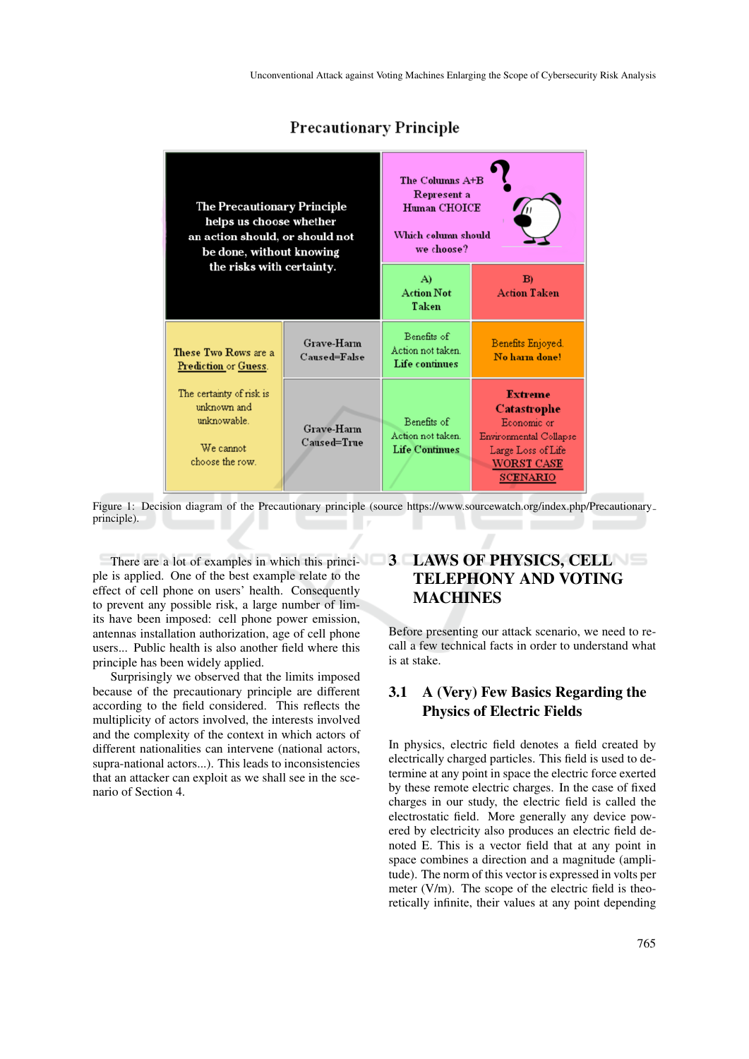**Precautionary Principle**

| | | | |
|---|---|---|---|
| The Precautionary Principle helps us choose whether an action should, or should not be done, without knowing the risks with certainty. | | The Columns A+B Represent a Human CHOICE Which column should we choose? | |
| | | A) Action Not Taken | B) Action Taken |
| These Two Rows are a Prediction or Guess. The certainty of risk is unknown and unknowable. We cannot choose the row. | Grave-Harm Caused=False | Benefits of Action not taken. Life continues | Benefits Enjoyed. No harm done! |
| | Grave-Harm Caused=True | Benefits of Action not taken. Life Continues | **Extreme Catastrophe** Economic or Environmental Collapse Large Loss of Life WORST CASE SCENARIO |

Figure 1: Decision diagram of the Precautionary principle (source https://www.sourcewatch.org/index.php/Precautionary_principle).

There are a lot of examples in which this principle is applied. One of the best example relate to the effect of cell phone on users' health. Consequently to prevent any possible risk, a large number of limits have been imposed: cell phone power emission, antennas installation authorization, age of cell phone users... Public health is also another field where this principle has been widely applied.

Surprisingly we observed that the limits imposed because of the precautionary principle are different according to the field considered. This reflects the multiplicity of actors involved, the interests involved and the complexity of the context in which actors of different nationalities can intervene (national actors, supra-national actors...). This leads to inconsistencies that an attacker can exploit as we shall see in the scenario of Section 4.

# 3 LAWS OF PHYSICS, CELL TELEPHONY AND VOTING MACHINES

Before presenting our attack scenario, we need to recall a few technical facts in order to understand what is at stake.

## 3.1 A (Very) Few Basics Regarding the Physics of Electric Fields

In physics, electric field denotes a field created by electrically charged particles. This field is used to determine at any point in space the electric force exerted by these remote electric charges. In the case of fixed charges in our study, the electric field is called the electrostatic field. More generally any device powered by electricity also produces an electric field denoted E. This is a vector field that at any point in space combines a direction and a magnitude (amplitude). The norm of this vector is expressed in volts per meter (V/m). The scope of the electric field is theoretically infinite, their values at any point depending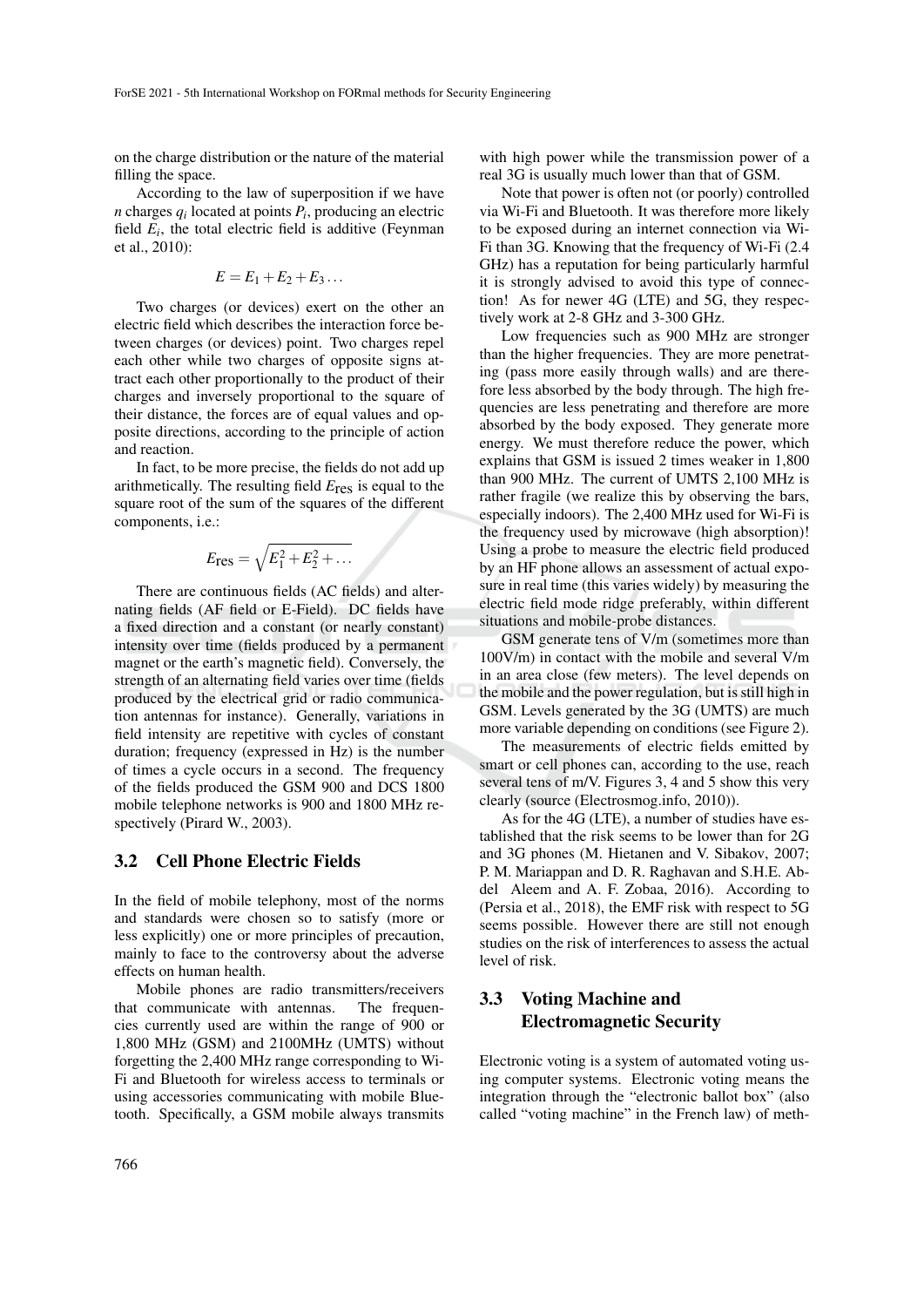on the charge distribution or the nature of the material filling the space.

According to the law of superposition if we have $n$ charges $q_i$ located at points $P_i$, producing an electric field $E_i$, the total electric field is additive (Feynman et al., 2010):

$$E = E_1 + E_2 + E_3 \ldots$$

Two charges (or devices) exert on the other an electric field which describes the interaction force between charges (or devices) point. Two charges repel each other while two charges of opposite signs attract each other proportionally to the product of their charges and inversely proportional to the square of their distance, the forces are of equal values and opposite directions, according to the principle of action and reaction.

In fact, to be more precise, the fields do not add up arithmetically. The resulting field $E_{\text{res}}$ is equal to the square root of the sum of the squares of the different components, i.e.:

$$E_{\text{res}} = \sqrt{E_1^2 + E_2^2 + \ldots}$$

There are continuous fields (AC fields) and alternating fields (AF field or E-Field). DC fields have a fixed direction and a constant (or nearly constant) intensity over time (fields produced by a permanent magnet or the earth's magnetic field). Conversely, the strength of an alternating field varies over time (fields produced by the electrical grid or radio communication antennas for instance). Generally, variations in field intensity are repetitive with cycles of constant duration; frequency (expressed in Hz) is the number of times a cycle occurs in a second. The frequency of the fields produced the GSM 900 and DCS 1800 mobile telephone networks is 900 and 1800 MHz respectively (Pirard W., 2003).

### 3.2 Cell Phone Electric Fields

In the field of mobile telephony, most of the norms and standards were chosen so to satisfy (more or less explicitly) one or more principles of precaution, mainly to face to the controversy about the adverse effects on human health.

Mobile phones are radio transmitters/receivers that communicate with antennas. The frequencies currently used are within the range of 900 or 1,800 MHz (GSM) and 2100MHz (UMTS) without forgetting the 2,400 MHz range corresponding to Wi-Fi and Bluetooth for wireless access to terminals or using accessories communicating with mobile Bluetooth. Specifically, a GSM mobile always transmits with high power while the transmission power of a real 3G is usually much lower than that of GSM.

Note that power is often not (or poorly) controlled via Wi-Fi and Bluetooth. It was therefore more likely to be exposed during an internet connection via Wi-Fi than 3G. Knowing that the frequency of Wi-Fi (2.4 GHz) has a reputation for being particularly harmful it is strongly advised to avoid this type of connection! As for newer 4G (LTE) and 5G, they respectively work at 2-8 GHz and 3-300 GHz.

Low frequencies such as 900 MHz are stronger than the higher frequencies. They are more penetrating (pass more easily through walls) and are therefore less absorbed by the body through. The high frequencies are less penetrating and therefore are more absorbed by the body exposed. They generate more energy. We must therefore reduce the power, which explains that GSM is issued 2 times weaker in 1,800 than 900 MHz. The current of UMTS 2,100 MHz is rather fragile (we realize this by observing the bars, especially indoors). The 2,400 MHz used for Wi-Fi is the frequency used by microwave (high absorption)! Using a probe to measure the electric field produced by an HF phone allows an assessment of actual exposure in real time (this varies widely) by measuring the electric field mode ridge preferably, within different situations and mobile-probe distances.

GSM generate tens of V/m (sometimes more than 100V/m) in contact with the mobile and several V/m in an area close (few meters). The level depends on the mobile and the power regulation, but is still high in GSM. Levels generated by the 3G (UMTS) are much more variable depending on conditions (see Figure 2).

The measurements of electric fields emitted by smart or cell phones can, according to the use, reach several tens of m/V. Figures 3, 4 and 5 show this very clearly (source (Electrosmog.info, 2010)).

As for the 4G (LTE), a number of studies have established that the risk seems to be lower than for 2G and 3G phones (M. Hietanen and V. Sibakov, 2007; P. M. Mariappan and D. R. Raghavan and S.H.E. Abdel Aleem and A. F. Zobaa, 2016). According to (Persia et al., 2018), the EMF risk with respect to 5G seems possible. However there are still not enough studies on the risk of interferences to assess the actual level of risk.

### 3.3 Voting Machine and Electromagnetic Security

Electronic voting is a system of automated voting using computer systems. Electronic voting means the integration through the "electronic ballot box" (also called "voting machine" in the French law) of meth-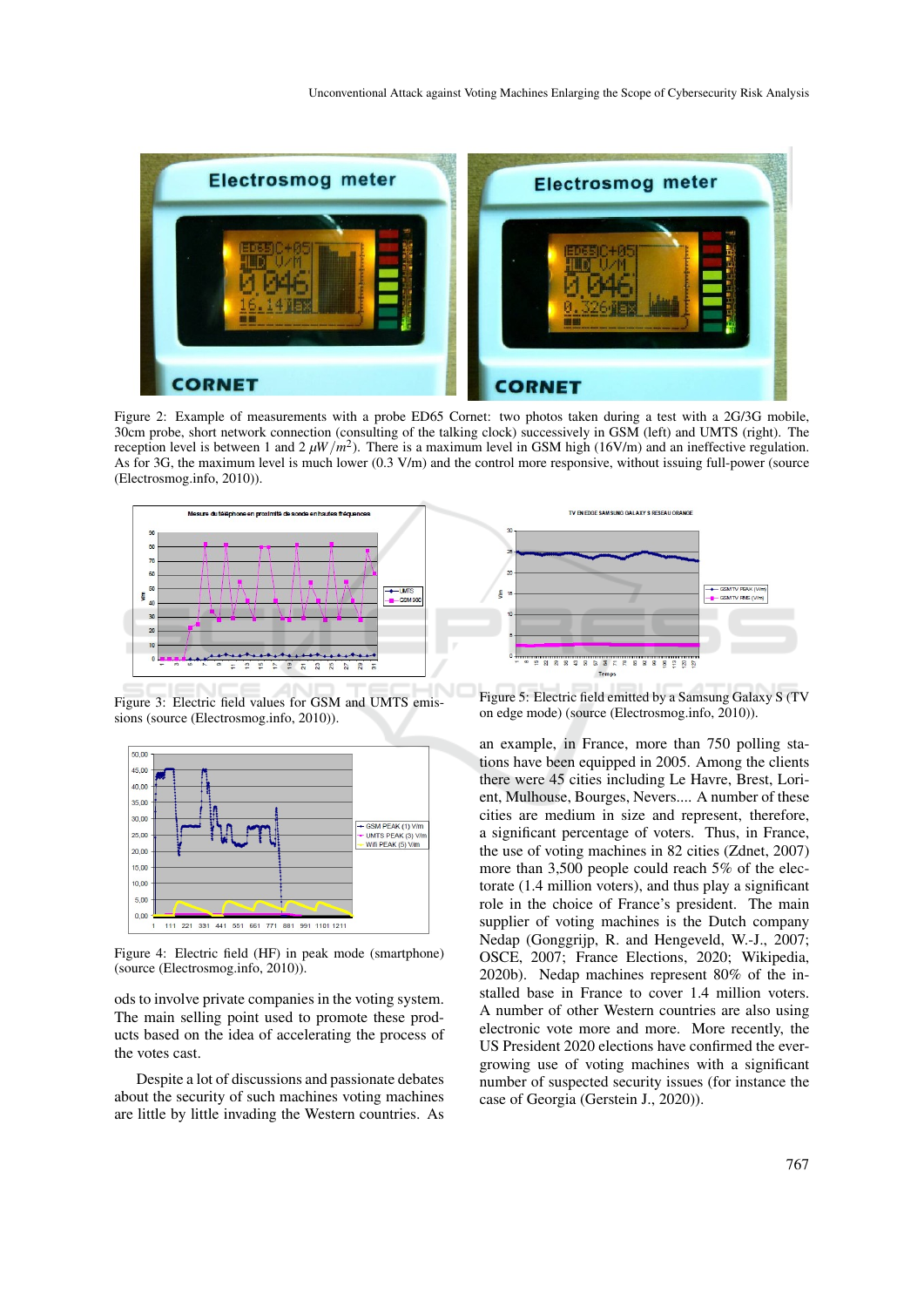Figure 2: Example of measurements with a probe ED65 Cornet: two photos taken during a test with a 2G/3G mobile, 30cm probe, short network connection (consulting of the talking clock) successively in GSM (left) and UMTS (right). The reception level is between 1 and 2 $\mu W/m^2$). There is a maximum level in GSM high (16V/m) and an ineffective regulation. As for 3G, the maximum level is much lower (0.3 V/m) and the control more responsive, without issuing full-power (source (Electrosmog.info, 2010)).

Figure 3: Electric field values for GSM and UMTS emissions (source (Electrosmog.info, 2010)).

Figure 4: Electric field (HF) in peak mode (smartphone) (source (Electrosmog.info, 2010)).

ods to involve private companies in the voting system. The main selling point used to promote these products based on the idea of accelerating the process of the votes cast.

Despite a lot of discussions and passionate debates about the security of such machines voting machines are little by little invading the Western countries. As an example, in France, more than 750 polling stations have been equipped in 2005. Among the clients there were 45 cities including Le Havre, Brest, Lorient, Mulhouse, Bourges, Nevers.... A number of these cities are medium in size and represent, therefore, a significant percentage of voters. Thus, in France, the use of voting machines in 82 cities (Zdnet, 2007) more than 3,500 people could reach 5% of the electorate (1.4 million voters), and thus play a significant role in the choice of France's president. The main supplier of voting machines is the Dutch company Nedap (Gonggrijp, R. and Hengeveld, W.-J., 2007; OSCE, 2007; France Elections, 2020; Wikipedia, 2020b). Nedap machines represent 80% of the installed base in France to cover 1.4 million voters. A number of other Western countries are also using electronic vote more and more. More recently, the US President 2020 elections have confirmed the evergrowing use of voting machines with a significant number of suspected security issues (for instance the case of Georgia (Gerstein J., 2020)).

Figure 5: Electric field emitted by a Samsung Galaxy S (TV on edge mode) (source (Electrosmog.info, 2010)).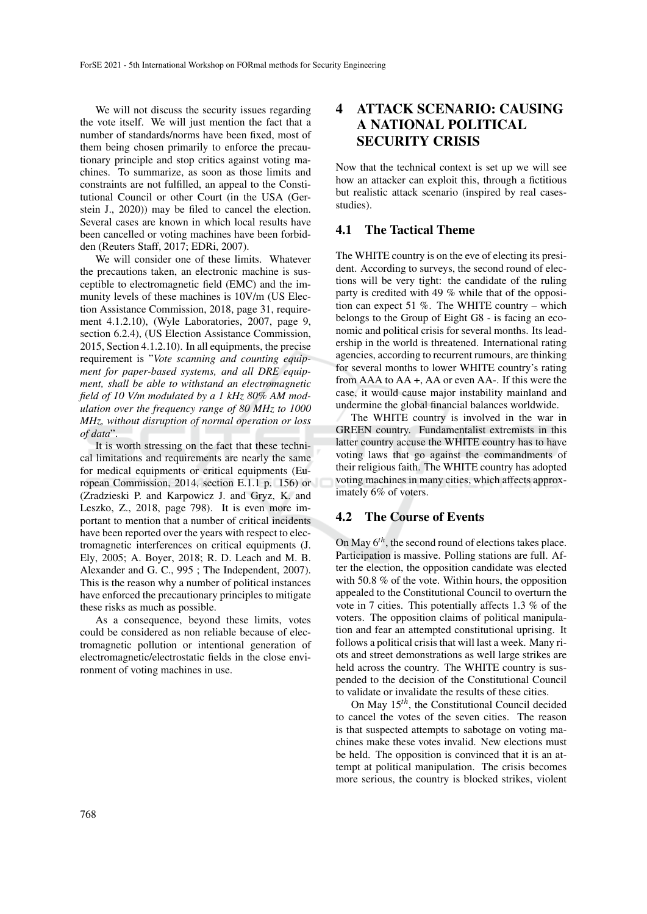We will not discuss the security issues regarding the vote itself. We will just mention the fact that a number of standards/norms have been fixed, most of them being chosen primarily to enforce the precautionary principle and stop critics against voting machines. To summarize, as soon as those limits and constraints are not fulfilled, an appeal to the Constitutional Council or other Court (in the USA (Gerstein J., 2020)) may be filed to cancel the election. Several cases are known in which local results have been cancelled or voting machines have been forbidden (Reuters Staff, 2017; EDRi, 2007).

We will consider one of these limits. Whatever the precautions taken, an electronic machine is susceptible to electromagnetic field (EMC) and the immunity levels of these machines is 10V/m (US Election Assistance Commission, 2018, page 31, requirement 4.1.2.10), (Wyle Laboratories, 2007, page 9, section 6.2.4), (US Election Assistance Commission, 2015, Section 4.1.2.10). In all equipments, the precise requirement is "*Vote scanning and counting equipment for paper-based systems, and all DRE equipment, shall be able to withstand an electromagnetic field of 10 V/m modulated by a 1 kHz 80% AM modulation over the frequency range of 80 MHz to 1000 MHz, without disruption of normal operation or loss of data*".

It is worth stressing on the fact that these technical limitations and requirements are nearly the same for medical equipments or critical equipments (European Commission, 2014, section E.1.1 p. 156) or (Zradzieski P. and Karpowicz J. and Gryz, K. and Leszko, Z., 2018, page 798). It is even more important to mention that a number of critical incidents have been reported over the years with respect to electromagnetic interferences on critical equipments (J. Ely, 2005; A. Boyer, 2018; R. D. Leach and M. B. Alexander and G. C., 995 ; The Independent, 2007). This is the reason why a number of political instances have enforced the precautionary principles to mitigate these risks as much as possible.

As a consequence, beyond these limits, votes could be considered as non reliable because of electromagnetic pollution or intentional generation of electromagnetic/electrostatic fields in the close environment of voting machines in use.

# 4 ATTACK SCENARIO: CAUSING A NATIONAL POLITICAL SECURITY CRISIS

Now that the technical context is set up we will see how an attacker can exploit this, through a fictitious but realistic attack scenario (inspired by real cases-studies).

## 4.1 The Tactical Theme

The WHITE country is on the eve of electing its president. According to surveys, the second round of elections will be very tight: the candidate of the ruling party is credited with 49 % while that of the opposition can expect 51 %. The WHITE country – which belongs to the Group of Eight G8 - is facing an economic and political crisis for several months. Its leadership in the world is threatened. International rating agencies, according to recurrent rumours, are thinking for several months to lower WHITE country's rating from AAA to AA +, AA or even AA-. If this were the case, it would cause major instability mainland and undermine the global financial balances worldwide.

The WHITE country is involved in the war in GREEN country. Fundamentalist extremists in this latter country accuse the WHITE country has to have voting laws that go against the commandments of their religious faith. The WHITE country has adopted voting machines in many cities, which affects approximately 6% of voters.

## 4.2 The Course of Events

On May $6^{th}$, the second round of elections takes place. Participation is massive. Polling stations are full. After the election, the opposition candidate was elected with 50.8 % of the vote. Within hours, the opposition appealed to the Constitutional Council to overturn the vote in 7 cities. This potentially affects 1.3 % of the voters. The opposition claims of political manipulation and fear an attempted constitutional uprising. It follows a political crisis that will last a week. Many riots and street demonstrations as well large strikes are held across the country. The WHITE country is suspended to the decision of the Constitutional Council to validate or invalidate the results of these cities.

On May $15^{th}$, the Constitutional Council decided to cancel the votes of the seven cities. The reason is that suspected attempts to sabotage on voting machines make these votes invalid. New elections must be held. The opposition is convinced that it is an attempt at political manipulation. The crisis becomes more serious, the country is blocked strikes, violent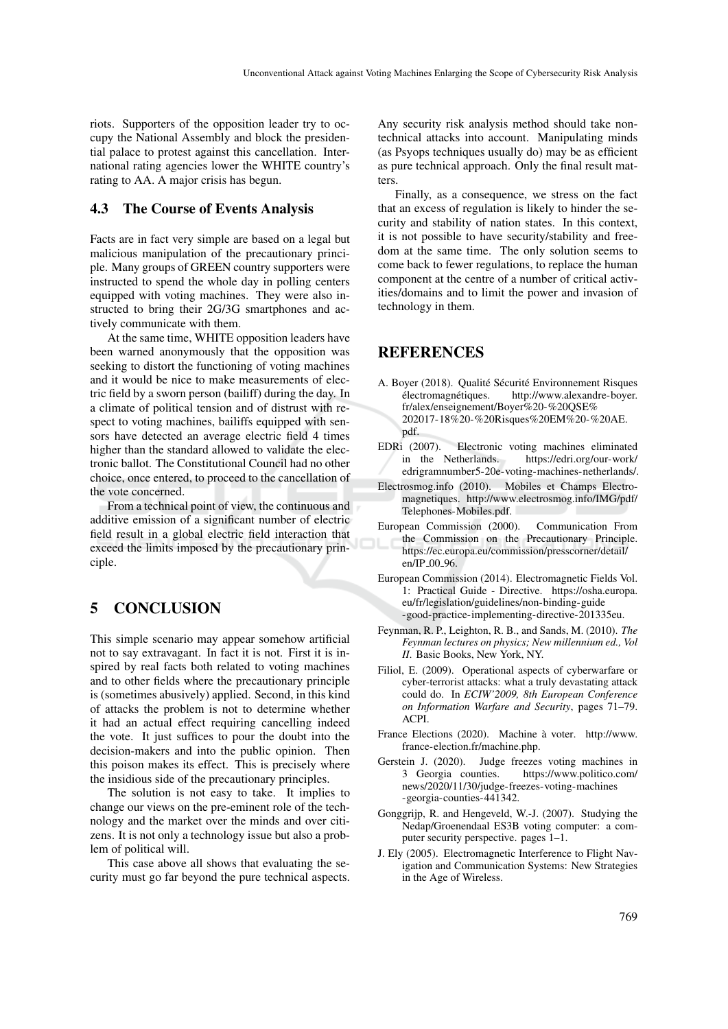riots. Supporters of the opposition leader try to occupy the National Assembly and block the presidential palace to protest against this cancellation. International rating agencies lower the WHITE country's rating to AA. A major crisis has begun.

### 4.3 The Course of Events Analysis

Facts are in fact very simple are based on a legal but malicious manipulation of the precautionary principle. Many groups of GREEN country supporters were instructed to spend the whole day in polling centers equipped with voting machines. They were also instructed to bring their 2G/3G smartphones and actively communicate with them.

At the same time, WHITE opposition leaders have been warned anonymously that the opposition was seeking to distort the functioning of voting machines and it would be nice to make measurements of electric field by a sworn person (bailiff) during the day. In a climate of political tension and of distrust with respect to voting machines, bailiffs equipped with sensors have detected an average electric field 4 times higher than the standard allowed to validate the electronic ballot. The Constitutional Council had no other choice, once entered, to proceed to the cancellation of the vote concerned.

From a technical point of view, the continuous and additive emission of a significant number of electric field result in a global electric field interaction that exceed the limits imposed by the precautionary principle.

## 5 CONCLUSION

This simple scenario may appear somehow artificial not to say extravagant. In fact it is not. First it is inspired by real facts both related to voting machines and to other fields where the precautionary principle is (sometimes abusively) applied. Second, in this kind of attacks the problem is not to determine whether it had an actual effect requiring cancelling indeed the vote. It just suffices to pour the doubt into the decision-makers and into the public opinion. Then this poison makes its effect. This is precisely where the insidious side of the precautionary principles.

The solution is not easy to take. It implies to change our views on the pre-eminent role of the technology and the market over the minds and over citizens. It is not only a technology issue but also a problem of political will.

This case above all shows that evaluating the security must go far beyond the pure technical aspects. Any security risk analysis method should take non-technical attacks into account. Manipulating minds (as Psyops techniques usually do) may be as efficient as pure technical approach. Only the final result matters.

Finally, as a consequence, we stress on the fact that an excess of regulation is likely to hinder the security and stability of nation states. In this context, it is not possible to have security/stability and freedom at the same time. The only solution seems to come back to fewer regulations, to replace the human component at the centre of a number of critical activities/domains and to limit the power and invasion of technology in them.

## REFERENCES

A. Boyer (2018). Qualité Sécurité Environnement Risques électromagnétiques. http://www.alexandre-boyer.fr/alex/enseignement/Boyer%20-%20QSE%202017-18%20-%20Risques%20EM%20-%20AE.pdf.

EDRi (2007). Electronic voting machines eliminated in the Netherlands. https://edri.org/our-work/edrigramnumber5-20e-voting-machines-netherlands/.

Electrosmog.info (2010). Mobiles et Champs Electromagnetiques. http://www.electrosmog.info/IMG/pdf/Telephones-Mobiles.pdf.

European Commission (2000). Communication From the Commission on the Precautionary Principle. https://ec.europa.eu/commission/presscorner/detail/en/IP_00_96.

European Commission (2014). Electromagnetic Fields Vol. 1: Practical Guide - Directive. https://osha.europa.eu/fr/legislation/guidelines/non-binding-guide-good-practice-implementing-directive-201335eu.

Feynman, R. P., Leighton, R. B., and Sands, M. (2010). *The Feynman lectures on physics; New millennium ed., Vol II*. Basic Books, New York, NY.

Filiol, E. (2009). Operational aspects of cyberwarfare or cyber-terrorist attacks: what a truly devastating attack could do. In *ECIW'2009, 8th European Conference on Information Warfare and Security*, pages 71–79. ACPI.

France Elections (2020). Machine à voter. http://www.france-election.fr/machine.php.

Gerstein J. (2020). Judge freezes voting machines in 3 Georgia counties. https://www.politico.com/news/2020/11/30/judge-freezes-voting-machines-georgia-counties-441342.

Gonggrijp, R. and Hengeveld, W.-J. (2007). Studying the Nedap/Groenendaal ES3B voting computer: a computer security perspective. pages 1–1.

J. Ely (2005). Electromagnetic Interference to Flight Navigation and Communication Systems: New Strategies in the Age of Wireless.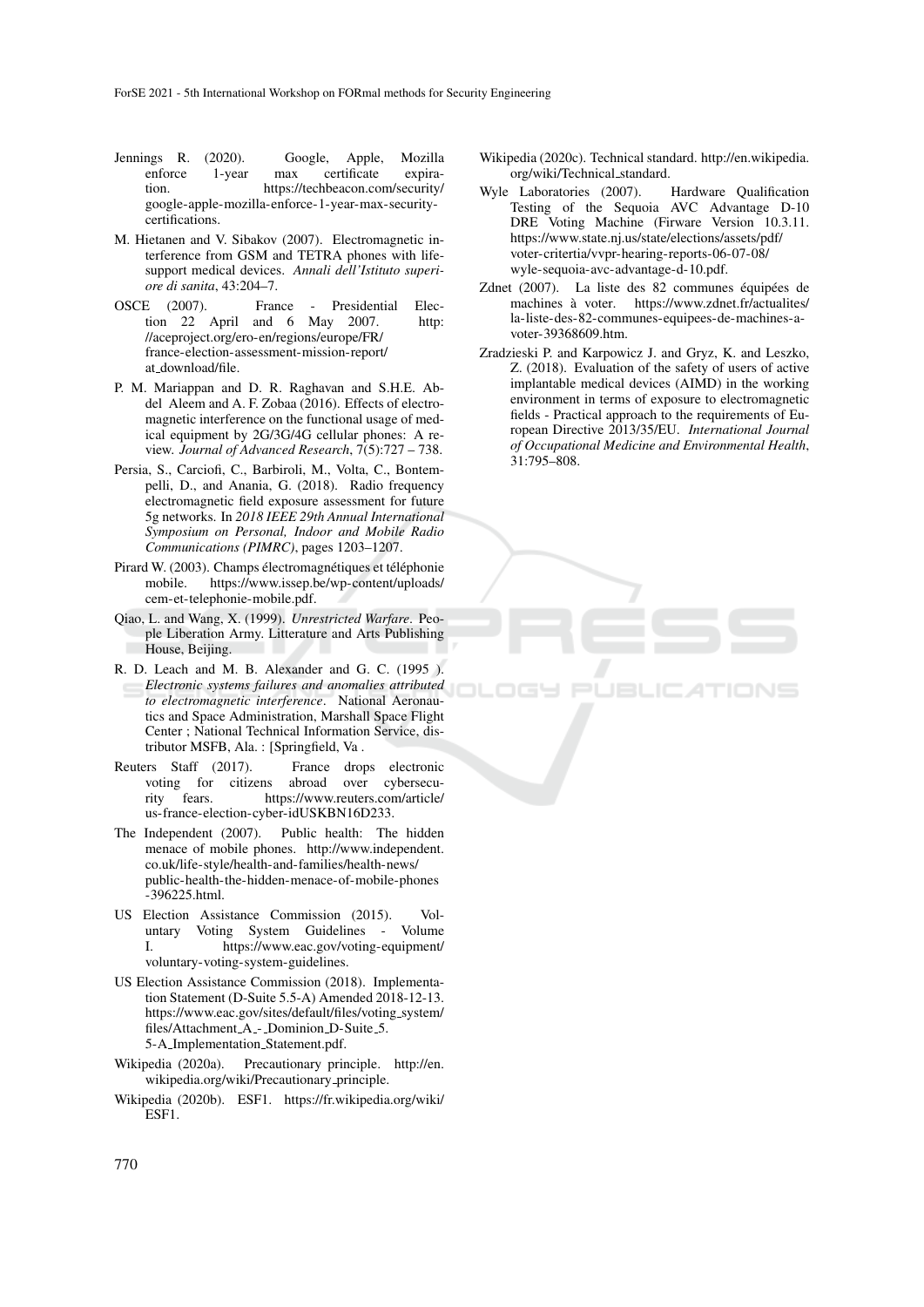Jennings R. (2020). Google, Apple, Mozilla enforce 1-year max certificate expiration. https://techbeacon.com/security/google-apple-mozilla-enforce-1-year-max-security-certifications.

M. Hietanen and V. Sibakov (2007). Electromagnetic interference from GSM and TETRA phones with life-support medical devices. *Annali dell'Istituto superiore di sanita*, 43:204–7.

OSCE (2007). France - Presidential Election 22 April and 6 May 2007. http://aceproject.org/ero-en/regions/europe/FR/france-election-assessment-mission-report/at_download/file.

P. M. Mariappan and D. R. Raghavan and S.H.E. Abdel Aleem and A. F. Zobaa (2016). Effects of electromagnetic interference on the functional usage of medical equipment by 2G/3G/4G cellular phones: A review. *Journal of Advanced Research*, 7(5):727 – 738.

Persia, S., Carciofi, C., Barbiroli, M., Volta, C., Bontempelli, D., and Anania, G. (2018). Radio frequency electromagnetic field exposure assessment for future 5g networks. In *2018 IEEE 29th Annual International Symposium on Personal, Indoor and Mobile Radio Communications (PIMRC)*, pages 1203–1207.

Pirard W. (2003). Champs électromagnétiques et téléphonie mobile. https://www.issep.be/wp-content/uploads/cem-et-telephonie-mobile.pdf.

Qiao, L. and Wang, X. (1999). *Unrestricted Warfare*. People Liberation Army. Litterature and Arts Publishing House, Beijing.

R. D. Leach and M. B. Alexander and G. C. (1995 ). *Electronic systems failures and anomalies attributed to electromagnetic interference*. National Aeronautics and Space Administration, Marshall Space Flight Center ; National Technical Information Service, distributor MSFB, Ala. : [Springfield, Va .

Reuters Staff (2017). France drops electronic voting for citizens abroad over cybersecurity fears. https://www.reuters.com/article/us-france-election-cyber-idUSKBN16D233.

The Independent (2007). Public health: The hidden menace of mobile phones. http://www.independent.co.uk/life-style/health-and-families/health-news/public-health-the-hidden-menace-of-mobile-phones-396225.html.

US Election Assistance Commission (2015). Voluntary Voting System Guidelines - Volume I. https://www.eac.gov/voting-equipment/voluntary-voting-system-guidelines.

US Election Assistance Commission (2018). Implementation Statement (D-Suite 5.5-A) Amended 2018-12-13. https://www.eac.gov/sites/default/files/voting_system/files/Attachment_A_-_Dominion_D-Suite_5.5-A_Implementation_Statement.pdf.

Wikipedia (2020a). Precautionary principle. http://en.wikipedia.org/wiki/Precautionary_principle.

Wikipedia (2020b). ESF1. https://fr.wikipedia.org/wiki/ESF1.

Wikipedia (2020c). Technical standard. http://en.wikipedia.org/wiki/Technical_standard.

Wyle Laboratories (2007). Hardware Qualification Testing of the Sequoia AVC Advantage D-10 DRE Voting Machine (Firware Version 10.3.11. https://www.state.nj.us/state/elections/assets/pdf/voter-critertia/vvpr-hearing-reports-06-07-08/wyle-sequoia-avc-advantage-d-10.pdf.

Zdnet (2007). La liste des 82 communes équipées de machines à voter. https://www.zdnet.fr/actualites/la-liste-des-82-communes-equipees-de-machines-a-voter-39368609.htm.

Zradzieski P. and Karpowicz J. and Gryz, K. and Leszko, Z. (2018). Evaluation of the safety of users of active implantable medical devices (AIMD) in the working environment in terms of exposure to electromagnetic fields - Practical approach to the requirements of European Directive 2013/35/EU. *International Journal of Occupational Medicine and Environmental Health*, 31:795–808.